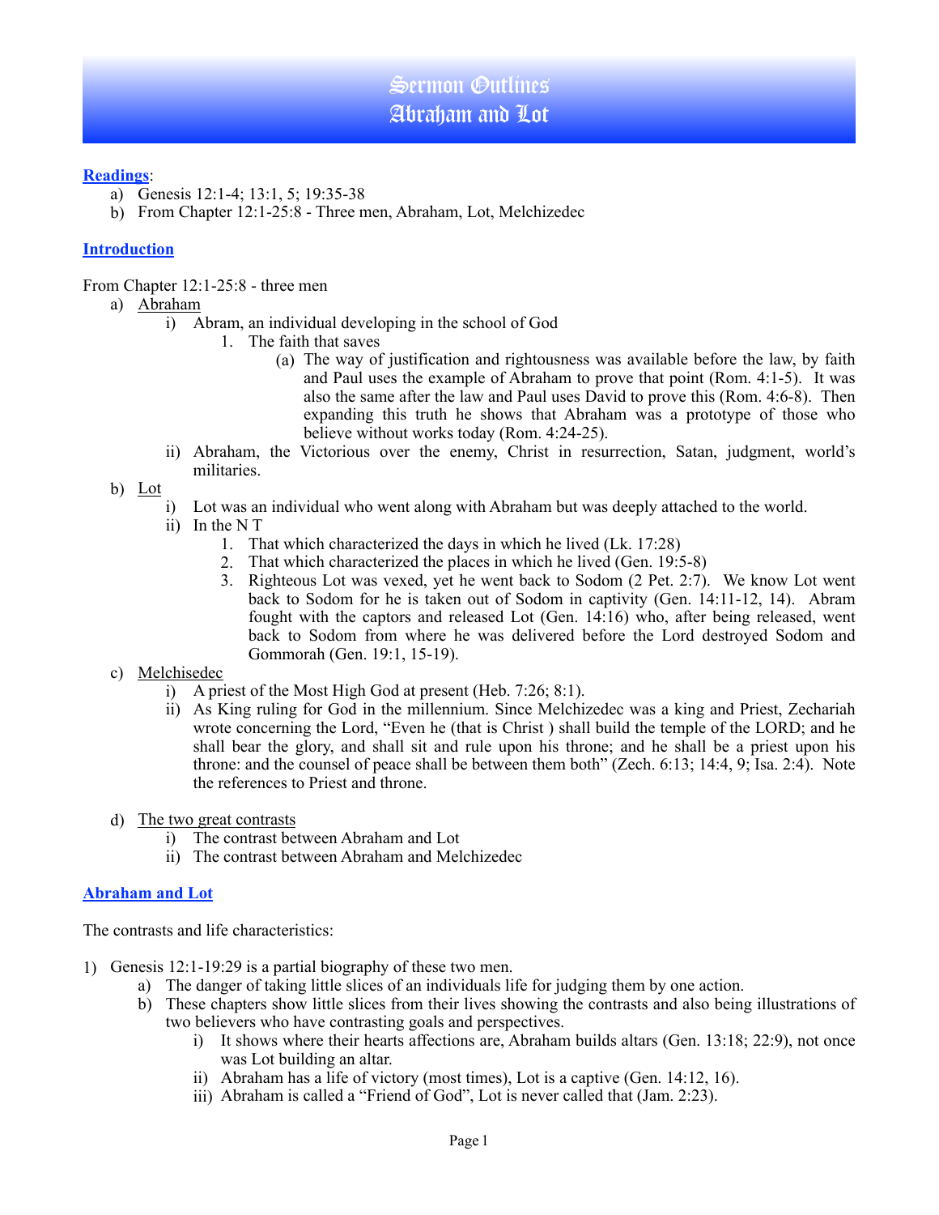# Sermon Outlines
# Abraham and Lot

**Readings**:

a) Genesis 12:1-4; 13:1, 5; 19:35-38
b) From Chapter 12:1-25:8 - Three men, Abraham, Lot, Melchizedec

## Introduction

From Chapter 12:1-25:8 - three men

a) Abraham
   i) Abram, an individual developing in the school of God
      1. The faith that saves
         (a) The way of justification and rightousness was available before the law, by faith and Paul uses the example of Abraham to prove that point (Rom. 4:1-5). It was also the same after the law and Paul uses David to prove this (Rom. 4:6-8). Then expanding this truth he shows that Abraham was a prototype of those who believe without works today (Rom. 4:24-25).
   ii) Abraham, the Victorious over the enemy, Christ in resurrection, Satan, judgment, world's militaries.
b) Lot
   i) Lot was an individual who went along with Abraham but was deeply attached to the world.
   ii) In the N T
      1. That which characterized the days in which he lived (Lk. 17:28)
      2. That which characterized the places in which he lived (Gen. 19:5-8)
      3. Righteous Lot was vexed, yet he went back to Sodom (2 Pet. 2:7). We know Lot went back to Sodom for he is taken out of Sodom in captivity (Gen. 14:11-12, 14). Abram fought with the captors and released Lot (Gen. 14:16) who, after being released, went back to Sodom from where he was delivered before the Lord destroyed Sodom and Gommorah (Gen. 19:1, 15-19).
c) Melchisedec
   i) A priest of the Most High God at present (Heb. 7:26; 8:1).
   ii) As King ruling for God in the millennium. Since Melchizedec was a king and Priest, Zechariah wrote concerning the Lord, "Even he (that is Christ ) shall build the temple of the LORD; and he shall bear the glory, and shall sit and rule upon his throne; and he shall be a priest upon his throne: and the counsel of peace shall be between them both" (Zech. 6:13; 14:4, 9; Isa. 2:4). Note the references to Priest and throne.
d) The two great contrasts
   i) The contrast between Abraham and Lot
   ii) The contrast between Abraham and Melchizedec

## Abraham and Lot

The contrasts and life characteristics:

1) Genesis 12:1-19:29 is a partial biography of these two men.
   a) The danger of taking little slices of an individuals life for judging them by one action.
   b) These chapters show little slices from their lives showing the contrasts and also being illustrations of two believers who have contrasting goals and perspectives.
      i) It shows where their hearts affections are, Abraham builds altars (Gen. 13:18; 22:9), not once was Lot building an altar.
      ii) Abraham has a life of victory (most times), Lot is a captive (Gen. 14:12, 16).
      iii) Abraham is called a "Friend of God", Lot is never called that (Jam. 2:23).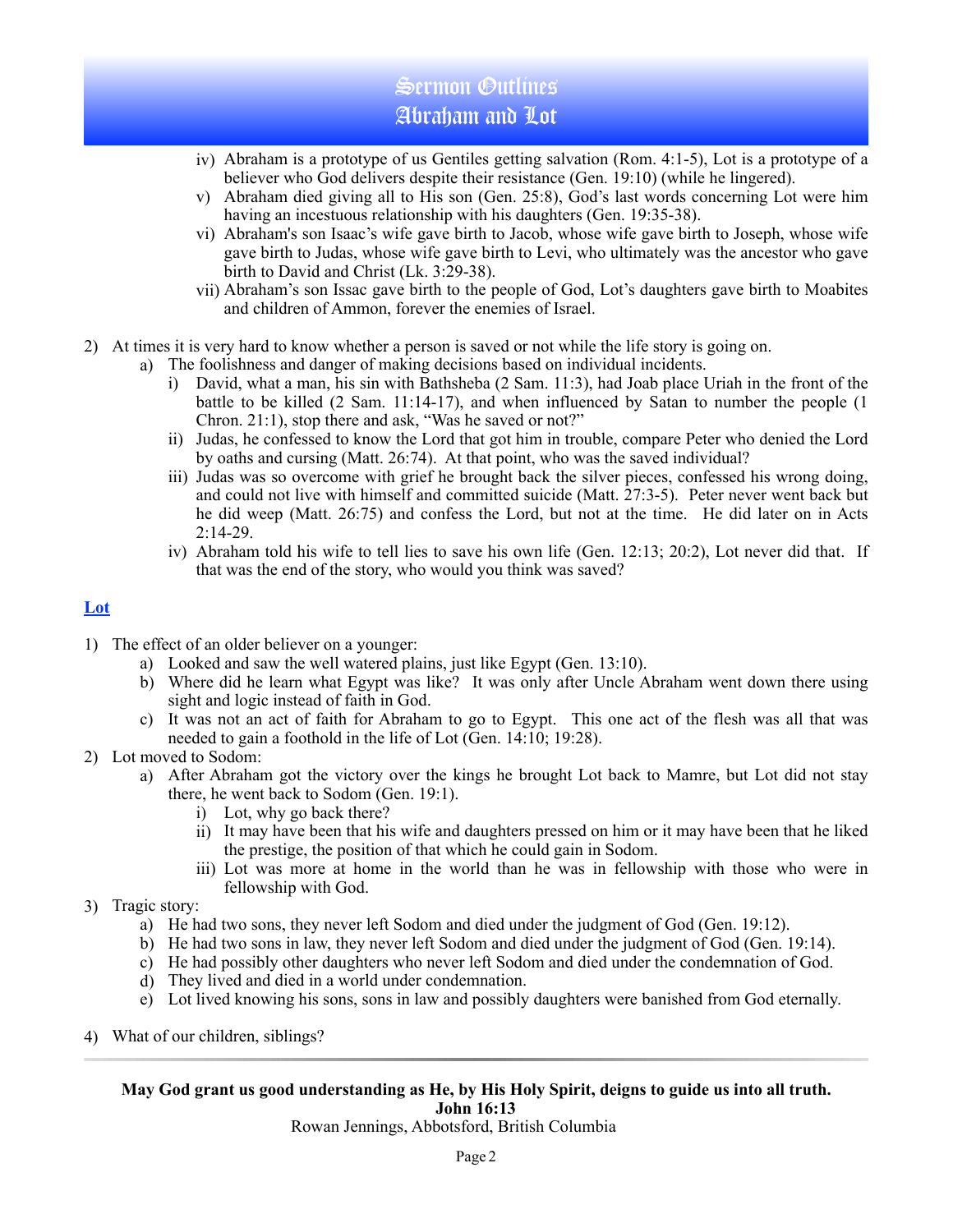iv) Abraham is a prototype of us Gentiles getting salvation (Rom. 4:1-5), Lot is a prototype of a believer who God delivers despite their resistance (Gen. 19:10) (while he lingered).

v) Abraham died giving all to His son (Gen. 25:8), God's last words concerning Lot were him having an incestuous relationship with his daughters (Gen. 19:35-38).

vi) Abraham's son Isaac's wife gave birth to Jacob, whose wife gave birth to Joseph, whose wife gave birth to Judas, whose wife gave birth to Levi, who ultimately was the ancestor who gave birth to David and Christ (Lk. 3:29-38).

vii) Abraham's son Issac gave birth to the people of God, Lot's daughters gave birth to Moabites and children of Ammon, forever the enemies of Israel.

2) At times it is very hard to know whether a person is saved or not while the life story is going on.
   a) The foolishness and danger of making decisions based on individual incidents.
      i) David, what a man, his sin with Bathsheba (2 Sam. 11:3), had Joab place Uriah in the front of the battle to be killed (2 Sam. 11:14-17), and when influenced by Satan to number the people (1 Chron. 21:1), stop there and ask, "Was he saved or not?"
      ii) Judas, he confessed to know the Lord that got him in trouble, compare Peter who denied the Lord by oaths and cursing (Matt. 26:74). At that point, who was the saved individual?
      iii) Judas was so overcome with grief he brought back the silver pieces, confessed his wrong doing, and could not live with himself and committed suicide (Matt. 27:3-5). Peter never went back but he did weep (Matt. 26:75) and confess the Lord, but not at the time. He did later on in Acts 2:14-29.
      iv) Abraham told his wife to tell lies to save his own life (Gen. 12:13; 20:2), Lot never did that. If that was the end of the story, who would you think was saved?

## Lot

1) The effect of an older believer on a younger:
   a) Looked and saw the well watered plains, just like Egypt (Gen. 13:10).
   b) Where did he learn what Egypt was like? It was only after Uncle Abraham went down there using sight and logic instead of faith in God.
   c) It was not an act of faith for Abraham to go to Egypt. This one act of the flesh was all that was needed to gain a foothold in the life of Lot (Gen. 14:10; 19:28).
2) Lot moved to Sodom:
   a) After Abraham got the victory over the kings he brought Lot back to Mamre, but Lot did not stay there, he went back to Sodom (Gen. 19:1).
      i) Lot, why go back there?
      ii) It may have been that his wife and daughters pressed on him or it may have been that he liked the prestige, the position of that which he could gain in Sodom.
      iii) Lot was more at home in the world than he was in fellowship with those who were in fellowship with God.
3) Tragic story:
   a) He had two sons, they never left Sodom and died under the judgment of God (Gen. 19:12).
   b) He had two sons in law, they never left Sodom and died under the judgment of God (Gen. 19:14).
   c) He had possibly other daughters who never left Sodom and died under the condemnation of God.
   d) They lived and died in a world under condemnation.
   e) Lot lived knowing his sons, sons in law and possibly daughters were banished from God eternally.

4) What of our children, siblings?

---

**May God grant us good understanding as He, by His Holy Spirit, deigns to guide us into all truth.**
**John 16:13**
Rowan Jennings, Abbotsford, British Columbia